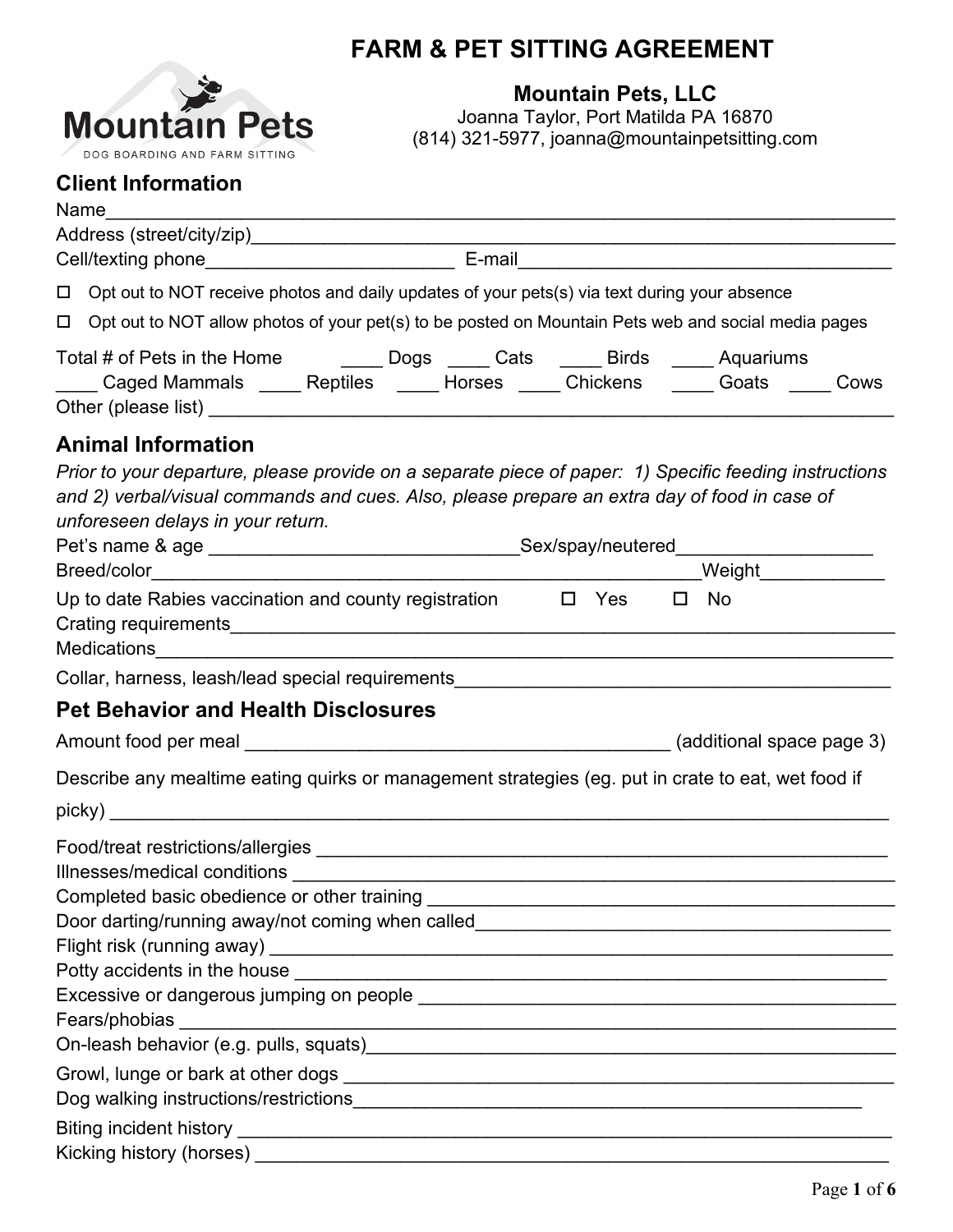# FARM & PET SITTING AGREEMENT

**Mountain Pets, LLC**
Joanna Taylor, Port Matilda PA 16870
(814) 321-5977, joanna@mountainpetsitting.com

## Client Information

Name_______________________________________________________________________
Address (street/city/zip)_______________________________________________________
Cell/texting phone________________________ E-mail____________________________________

☐ Opt out to NOT receive photos and daily updates of your pets(s) via text during your absence

☐ Opt out to NOT allow photos of your pet(s) to be posted on Mountain Pets web and social media pages

Total # of Pets in the Home ____ Dogs ____ Cats ____ Birds ____ Aquariums
____ Caged Mammals ____ Reptiles ____ Horses ____ Chickens ____ Goats ____ Cows
Other (please list) __________________________________________________________________

## Animal Information

*Prior to your departure, please provide on a separate piece of paper: 1) Specific feeding instructions and 2) verbal/visual commands and cues. Also, please prepare an extra day of food in case of unforeseen delays in your return.*

Pet's name & age ______________________________Sex/spay/neutered__________________
Breed/color_____________________________________________________Weight____________
Up to date Rabies vaccination and county registration ☐ Yes ☐ No
Crating requirements___________________________________________________________
Medications_________________________________________________________________
Collar, harness, leash/lead special requirements__________________________________________

## Pet Behavior and Health Disclosures

Amount food per meal _________________________________________ (additional space page 3)

Describe any mealtime eating quirks or management strategies (eg. put in crate to eat, wet food if picky) _____________________________________________________________________________

Food/treat restrictions/allergies ________________________________________________________
Illnesses/medical conditions __________________________________________________________
Completed basic obedience or other training ______________________________________________
Door darting/running away/not coming when called_________________________________________
Flight risk (running away) ____________________________________________________________
Potty accidents in the house __________________________________________________________
Excessive or dangerous jumping on people ________________________________________________
Fears/phobias ______________________________________________________________________
On-leash behavior (e.g. pulls, squats)___________________________________________________
Growl, lunge or bark at other dogs ______________________________________________________
Dog walking instructions/restrictions____________________________________________________
Biting incident history _______________________________________________________________
Kicking history (horses) ______________________________________________________________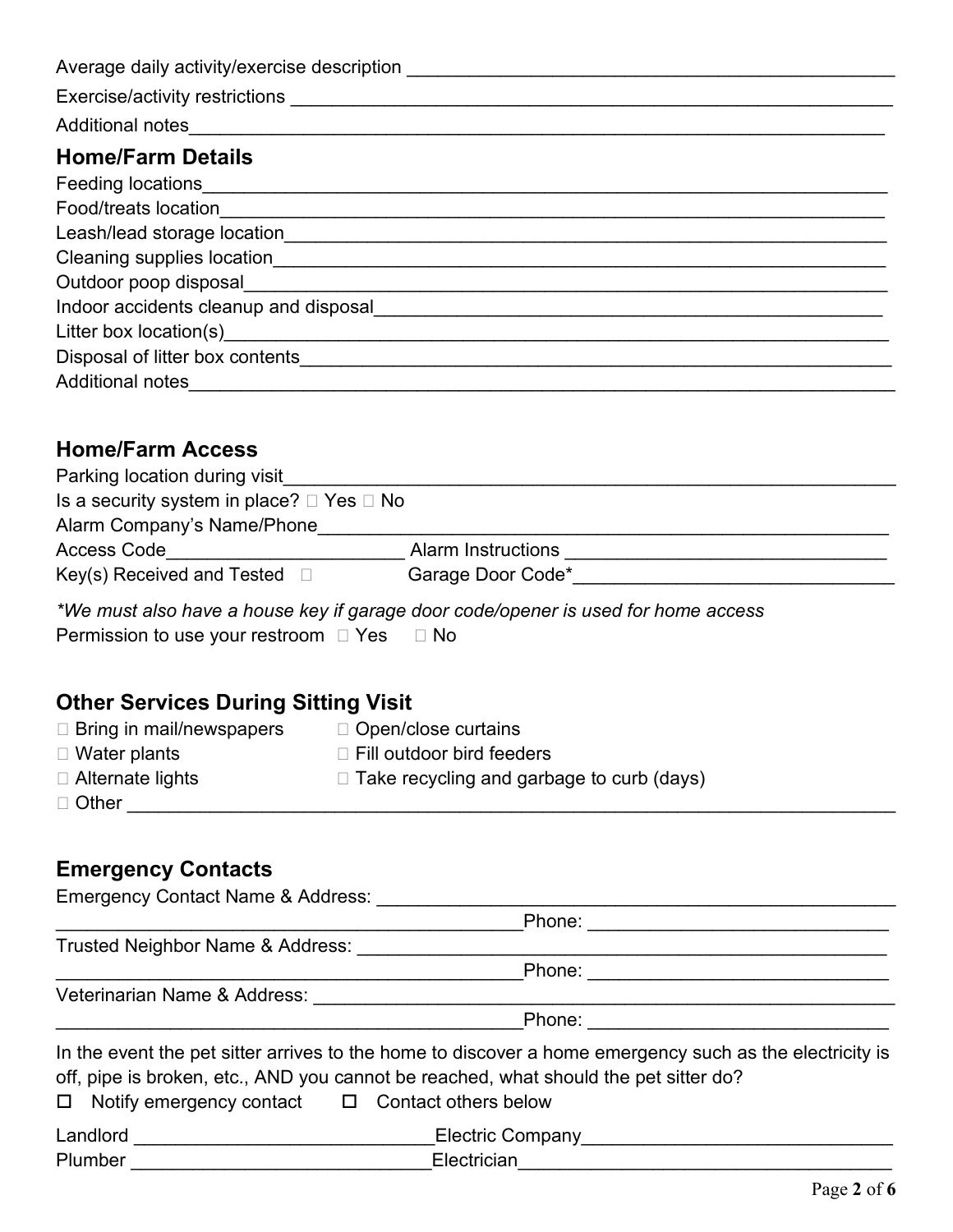Average daily activity/exercise description ___________________________________________

Exercise/activity restrictions ______________________________________________________

Additional notes____________________________________________________________

## Home/Farm Details

Feeding locations____________________________________________________________

Food/treats location__________________________________________________________

Leash/lead storage location___________________________________________________

Cleaning supplies location____________________________________________________

Outdoor poop disposal_______________________________________________________

Indoor accidents cleanup and disposal_________________________________________

Litter box location(s)_________________________________________________________

Disposal of litter box contents_________________________________________________

Additional notes____________________________________________________________

## Home/Farm Access

Parking location during visit___________________________________________________

Is a security system in place? ☐ Yes ☐ No

Alarm Company's Name/Phone_________________________________________________

Access Code________________________ Alarm Instructions ______________________________

Key(s) Received and Tested ☐ Garage Door Code*______________________________

*We must also have a house key if garage door code/opener is used for home access*

Permission to use your restroom ☐ Yes ☐ No

## Other Services During Sitting Visit

☐ Bring in mail/newspapers

☐ Water plants

☐ Alternate lights

☐ Open/close curtains

☐ Fill outdoor bird feeders

☐ Take recycling and garbage to curb (days)

☐ Other _______________________________________________________________________

## Emergency Contacts

Emergency Contact Name & Address: _____________________________________________

_____________________________________________Phone: _____________________________

Trusted Neighbor Name & Address: ______________________________________________

_____________________________________________Phone: _____________________________

Veterinarian Name & Address: __________________________________________________

_____________________________________________Phone: _____________________________

In the event the pet sitter arrives to the home to discover a home emergency such as the electricity is off, pipe is broken, etc., AND you cannot be reached, what should the pet sitter do?

☐ Notify emergency contact ☐ Contact others below

Landlord _____________________________Electric Company______________________________

Plumber _____________________________Electrician____________________________________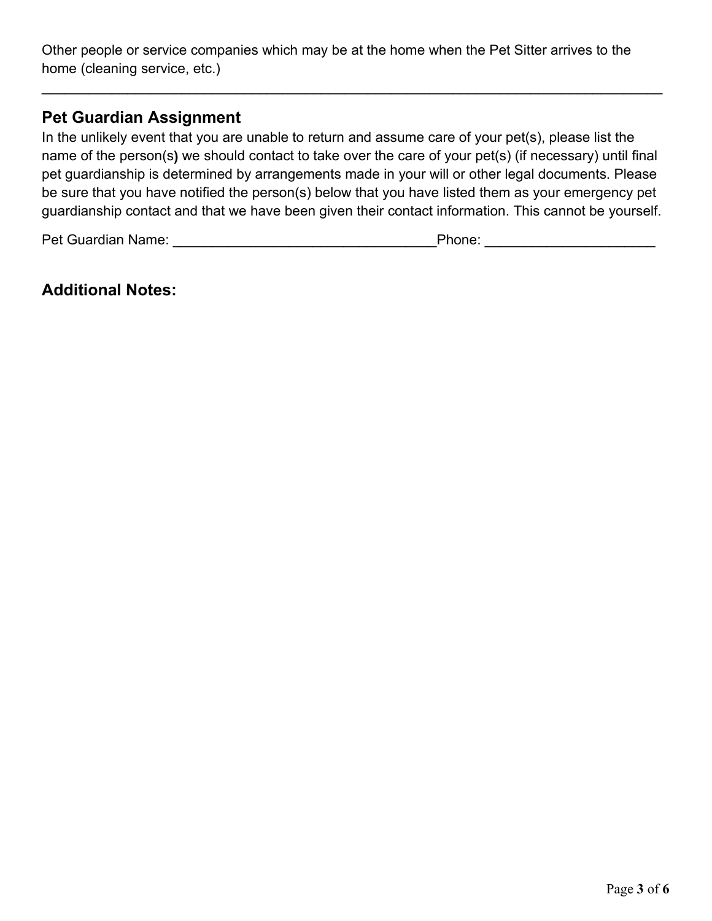Other people or service companies which may be at the home when the Pet Sitter arrives to the home (cleaning service, etc.)

________________________________________________________________________________

## Pet Guardian Assignment

In the unlikely event that you are unable to return and assume care of your pet(s), please list the name of the person(s) we should contact to take over the care of your pet(s) (if necessary) until final pet guardianship is determined by arrangements made in your will or other legal documents. Please be sure that you have notified the person(s) below that you have listed them as your emergency pet guardianship contact and that we have been given their contact information. This cannot be yourself.

Pet Guardian Name: ______________________________Phone: ____________________

## Additional Notes: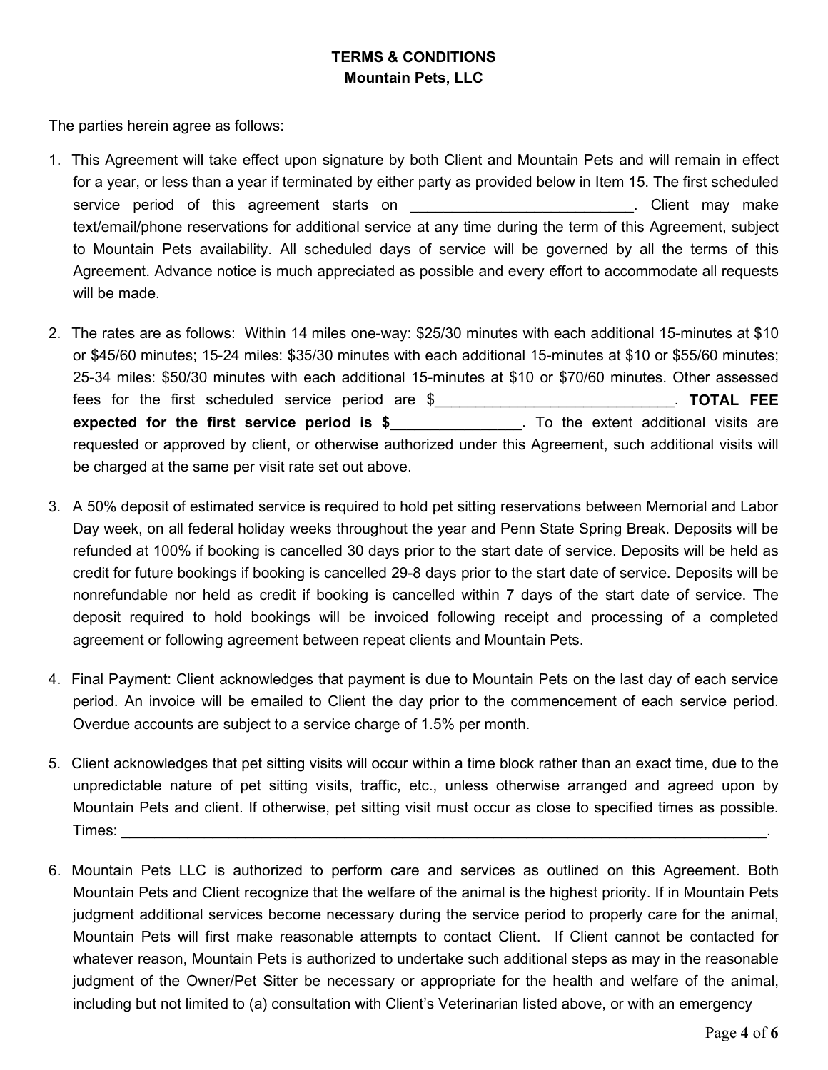**TERMS & CONDITIONS**
**Mountain Pets, LLC**

The parties herein agree as follows:

1. This Agreement will take effect upon signature by both Client and Mountain Pets and will remain in effect for a year, or less than a year if terminated by either party as provided below in Item 15. The first scheduled service period of this agreement starts on ___________________________. Client may make text/email/phone reservations for additional service at any time during the term of this Agreement, subject to Mountain Pets availability. All scheduled days of service will be governed by all the terms of this Agreement. Advance notice is much appreciated as possible and every effort to accommodate all requests will be made.

2. The rates are as follows: Within 14 miles one-way: $25/30 minutes with each additional 15-minutes at $10 or $45/60 minutes; 15-24 miles: $35/30 minutes with each additional 15-minutes at $10 or $55/60 minutes; 25-34 miles: $50/30 minutes with each additional 15-minutes at $10 or $70/60 minutes. Other assessed fees for the first scheduled service period are $_____________________________. **TOTAL FEE expected for the first service period is $________________.** To the extent additional visits are requested or approved by client, or otherwise authorized under this Agreement, such additional visits will be charged at the same per visit rate set out above.

3. A 50% deposit of estimated service is required to hold pet sitting reservations between Memorial and Labor Day week, on all federal holiday weeks throughout the year and Penn State Spring Break. Deposits will be refunded at 100% if booking is cancelled 30 days prior to the start date of service. Deposits will be held as credit for future bookings if booking is cancelled 29-8 days prior to the start date of service. Deposits will be nonrefundable nor held as credit if booking is cancelled within 7 days of the start date of service. The deposit required to hold bookings will be invoiced following receipt and processing of a completed agreement or following agreement between repeat clients and Mountain Pets.

4. Final Payment: Client acknowledges that payment is due to Mountain Pets on the last day of each service period. An invoice will be emailed to Client the day prior to the commencement of each service period. Overdue accounts are subject to a service charge of 1.5% per month.

5. Client acknowledges that pet sitting visits will occur within a time block rather than an exact time, due to the unpredictable nature of pet sitting visits, traffic, etc., unless otherwise arranged and agreed upon by Mountain Pets and client. If otherwise, pet sitting visit must occur as close to specified times as possible. Times: ________________________________________________________________________________.

6. Mountain Pets LLC is authorized to perform care and services as outlined on this Agreement. Both Mountain Pets and Client recognize that the welfare of the animal is the highest priority. If in Mountain Pets judgment additional services become necessary during the service period to properly care for the animal, Mountain Pets will first make reasonable attempts to contact Client. If Client cannot be contacted for whatever reason, Mountain Pets is authorized to undertake such additional steps as may in the reasonable judgment of the Owner/Pet Sitter be necessary or appropriate for the health and welfare of the animal, including but not limited to (a) consultation with Client's Veterinarian listed above, or with an emergency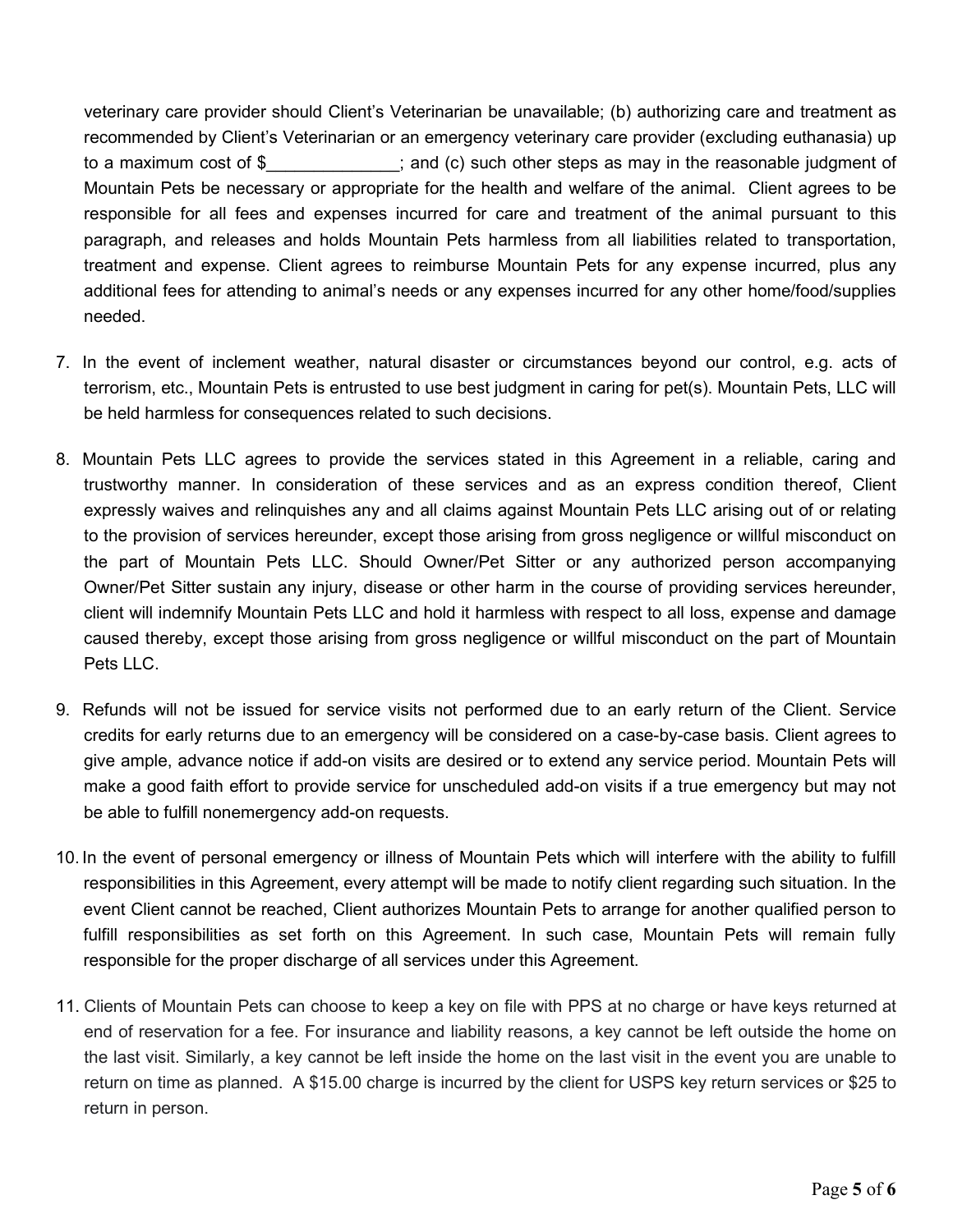veterinary care provider should Client's Veterinarian be unavailable; (b) authorizing care and treatment as recommended by Client's Veterinarian or an emergency veterinary care provider (excluding euthanasia) up to a maximum cost of $______________; and (c) such other steps as may in the reasonable judgment of Mountain Pets be necessary or appropriate for the health and welfare of the animal. Client agrees to be responsible for all fees and expenses incurred for care and treatment of the animal pursuant to this paragraph, and releases and holds Mountain Pets harmless from all liabilities related to transportation, treatment and expense. Client agrees to reimburse Mountain Pets for any expense incurred, plus any additional fees for attending to animal's needs or any expenses incurred for any other home/food/supplies needed.

7. In the event of inclement weather, natural disaster or circumstances beyond our control, e.g. acts of terrorism, etc., Mountain Pets is entrusted to use best judgment in caring for pet(s). Mountain Pets, LLC will be held harmless for consequences related to such decisions.

8. Mountain Pets LLC agrees to provide the services stated in this Agreement in a reliable, caring and trustworthy manner. In consideration of these services and as an express condition thereof, Client expressly waives and relinquishes any and all claims against Mountain Pets LLC arising out of or relating to the provision of services hereunder, except those arising from gross negligence or willful misconduct on the part of Mountain Pets LLC. Should Owner/Pet Sitter or any authorized person accompanying Owner/Pet Sitter sustain any injury, disease or other harm in the course of providing services hereunder, client will indemnify Mountain Pets LLC and hold it harmless with respect to all loss, expense and damage caused thereby, except those arising from gross negligence or willful misconduct on the part of Mountain Pets LLC.

9. Refunds will not be issued for service visits not performed due to an early return of the Client. Service credits for early returns due to an emergency will be considered on a case-by-case basis. Client agrees to give ample, advance notice if add-on visits are desired or to extend any service period. Mountain Pets will make a good faith effort to provide service for unscheduled add-on visits if a true emergency but may not be able to fulfill nonemergency add-on requests.

10. In the event of personal emergency or illness of Mountain Pets which will interfere with the ability to fulfill responsibilities in this Agreement, every attempt will be made to notify client regarding such situation. In the event Client cannot be reached, Client authorizes Mountain Pets to arrange for another qualified person to fulfill responsibilities as set forth on this Agreement. In such case, Mountain Pets will remain fully responsible for the proper discharge of all services under this Agreement.

11. Clients of Mountain Pets can choose to keep a key on file with PPS at no charge or have keys returned at end of reservation for a fee. For insurance and liability reasons, a key cannot be left outside the home on the last visit. Similarly, a key cannot be left inside the home on the last visit in the event you are unable to return on time as planned. A $15.00 charge is incurred by the client for USPS key return services or $25 to return in person.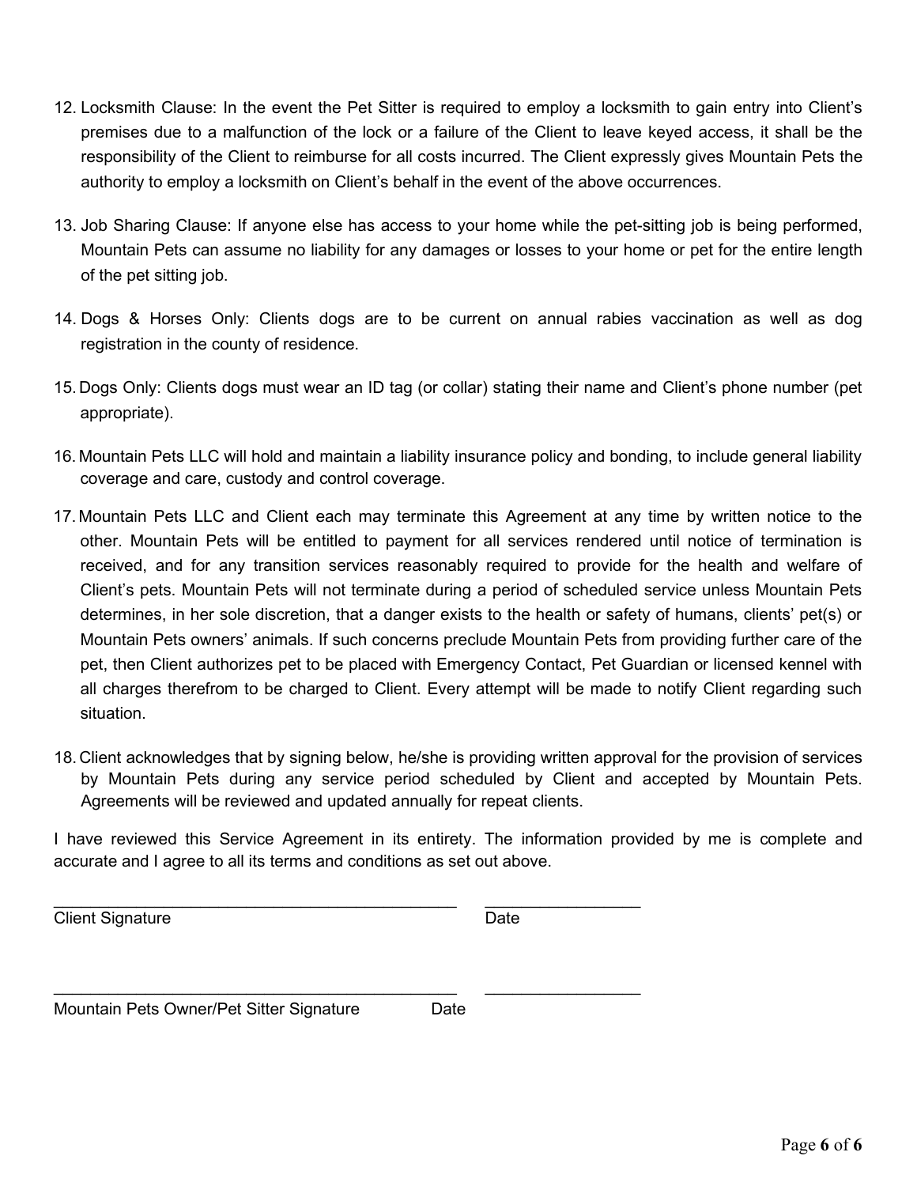12. Locksmith Clause: In the event the Pet Sitter is required to employ a locksmith to gain entry into Client's premises due to a malfunction of the lock or a failure of the Client to leave keyed access, it shall be the responsibility of the Client to reimburse for all costs incurred. The Client expressly gives Mountain Pets the authority to employ a locksmith on Client's behalf in the event of the above occurrences.

13. Job Sharing Clause: If anyone else has access to your home while the pet-sitting job is being performed, Mountain Pets can assume no liability for any damages or losses to your home or pet for the entire length of the pet sitting job.

14. Dogs & Horses Only: Clients dogs are to be current on annual rabies vaccination as well as dog registration in the county of residence.

15. Dogs Only: Clients dogs must wear an ID tag (or collar) stating their name and Client's phone number (pet appropriate).

16. Mountain Pets LLC will hold and maintain a liability insurance policy and bonding, to include general liability coverage and care, custody and control coverage.

17. Mountain Pets LLC and Client each may terminate this Agreement at any time by written notice to the other. Mountain Pets will be entitled to payment for all services rendered until notice of termination is received, and for any transition services reasonably required to provide for the health and welfare of Client's pets. Mountain Pets will not terminate during a period of scheduled service unless Mountain Pets determines, in her sole discretion, that a danger exists to the health or safety of humans, clients' pet(s) or Mountain Pets owners' animals. If such concerns preclude Mountain Pets from providing further care of the pet, then Client authorizes pet to be placed with Emergency Contact, Pet Guardian or licensed kennel with all charges therefrom to be charged to Client. Every attempt will be made to notify Client regarding such situation.

18. Client acknowledges that by signing below, he/she is providing written approval for the provision of services by Mountain Pets during any service period scheduled by Client and accepted by Mountain Pets. Agreements will be reviewed and updated annually for repeat clients.

I have reviewed this Service Agreement in its entirety. The information provided by me is complete and accurate and I agree to all its terms and conditions as set out above.

\_\_\_\_\_\_\_\_\_\_\_\_\_\_\_\_\_\_\_\_\_\_\_\_\_\_\_\_\_\_\_\_\_\_\_\_\_\_\_\_\_\_\_\_ \_\_\_\_\_\_\_\_\_\_\_\_\_\_\_\_\_

Client Signature Date

\_\_\_\_\_\_\_\_\_\_\_\_\_\_\_\_\_\_\_\_\_\_\_\_\_\_\_\_\_\_\_\_\_\_\_\_\_\_\_\_\_\_\_\_ \_\_\_\_\_\_\_\_\_\_\_\_\_\_\_\_\_

Mountain Pets Owner/Pet Sitter Signature Date